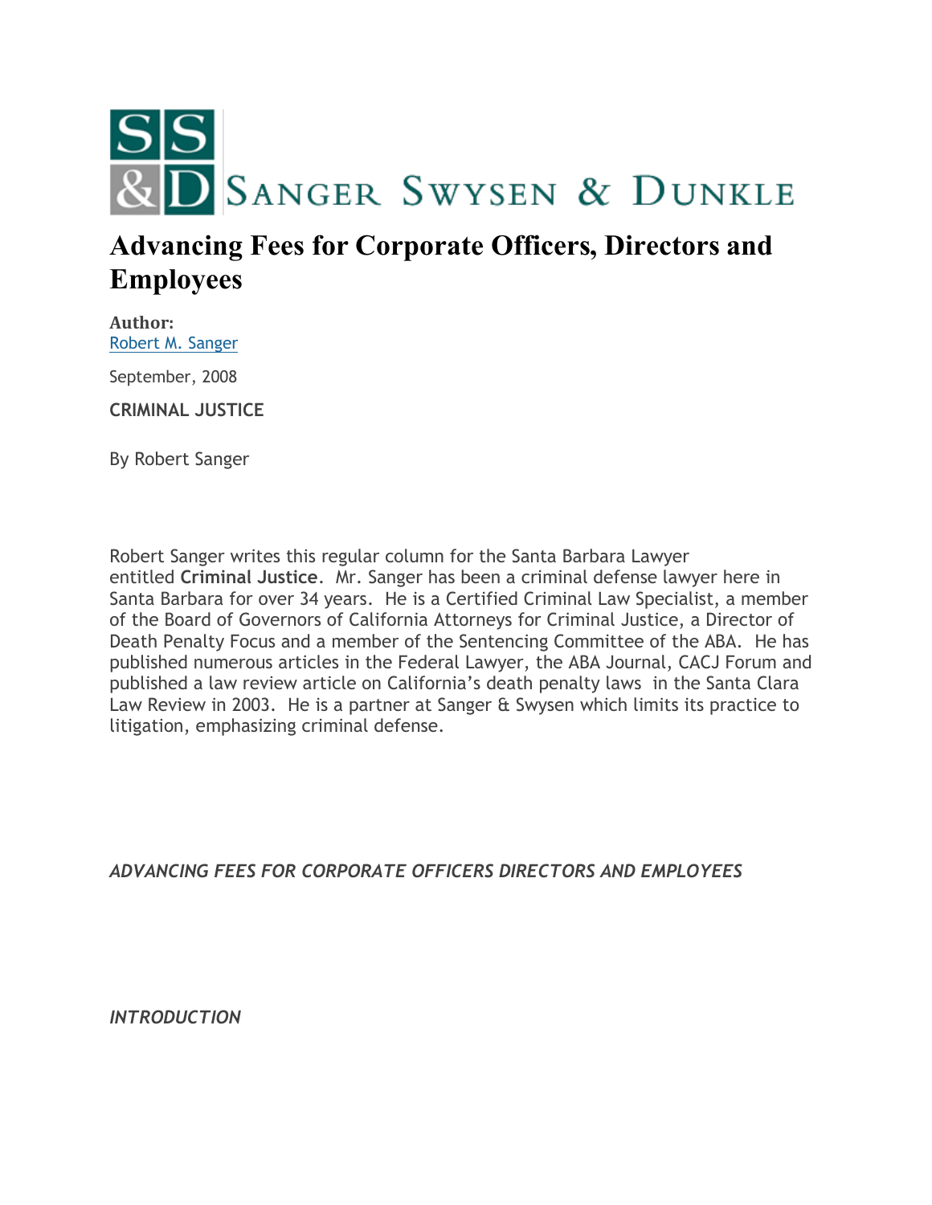SANGER SWYSEN & DUNKLE

# Advancing Fees for Corporate Officers, Directors and Employees

**Author:**
Robert M. Sanger

September, 2008

**CRIMINAL JUSTICE**

By Robert Sanger

Robert Sanger writes this regular column for the Santa Barbara Lawyer entitled **Criminal Justice**. Mr. Sanger has been a criminal defense lawyer here in Santa Barbara for over 34 years. He is a Certified Criminal Law Specialist, a member of the Board of Governors of California Attorneys for Criminal Justice, a Director of Death Penalty Focus and a member of the Sentencing Committee of the ABA. He has published numerous articles in the Federal Lawyer, the ABA Journal, CACJ Forum and published a law review article on California's death penalty laws in the Santa Clara Law Review in 2003. He is a partner at Sanger & Swysen which limits its practice to litigation, emphasizing criminal defense.

***ADVANCING FEES FOR CORPORATE OFFICERS DIRECTORS AND EMPLOYEES***

***INTRODUCTION***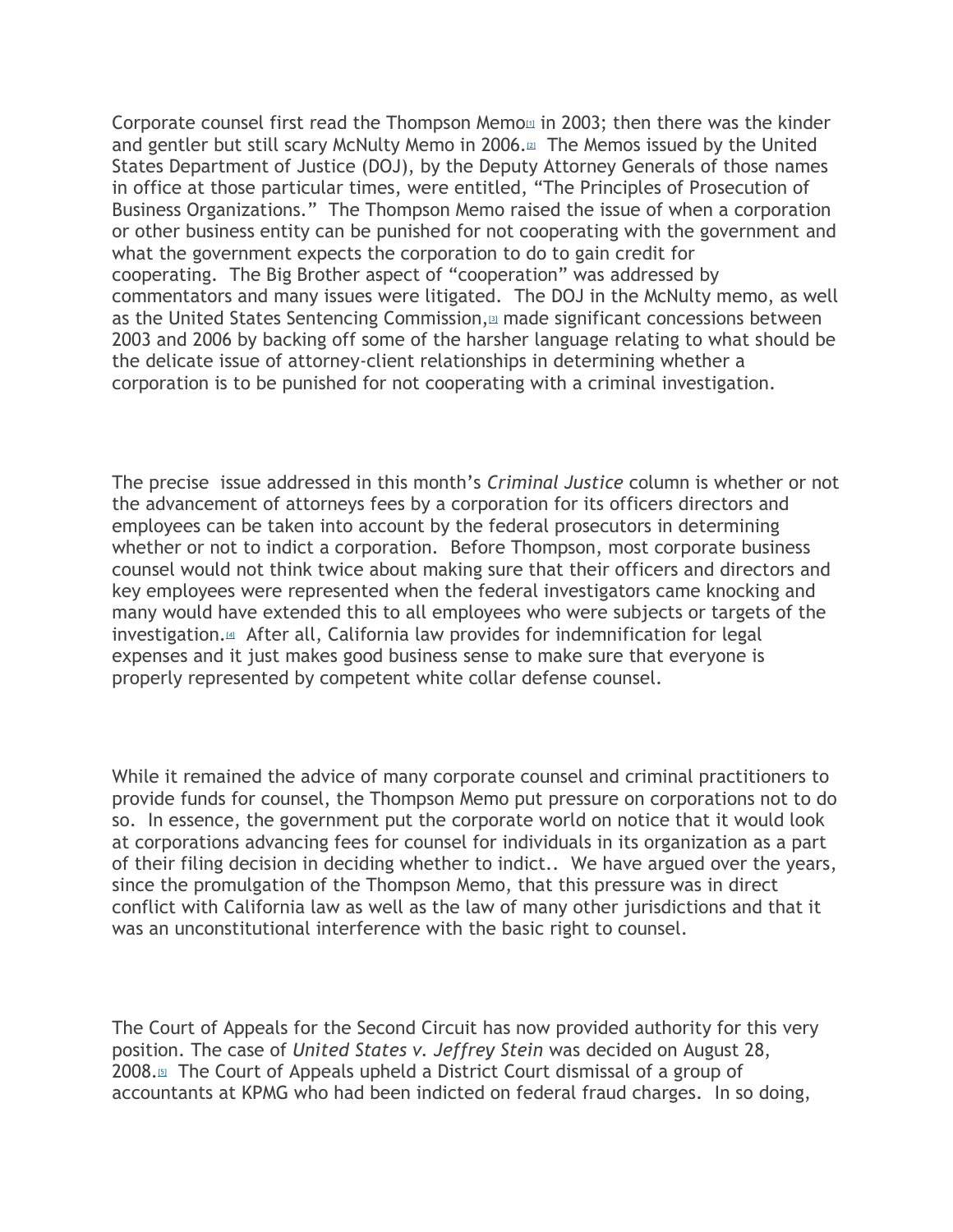Corporate counsel first read the Thompson Memo[1] in 2003; then there was the kinder and gentler but still scary McNulty Memo in 2006.[2] The Memos issued by the United States Department of Justice (DOJ), by the Deputy Attorney Generals of those names in office at those particular times, were entitled, "The Principles of Prosecution of Business Organizations." The Thompson Memo raised the issue of when a corporation or other business entity can be punished for not cooperating with the government and what the government expects the corporation to do to gain credit for cooperating. The Big Brother aspect of "cooperation" was addressed by commentators and many issues were litigated. The DOJ in the McNulty memo, as well as the United States Sentencing Commission,[3] made significant concessions between 2003 and 2006 by backing off some of the harsher language relating to what should be the delicate issue of attorney-client relationships in determining whether a corporation is to be punished for not cooperating with a criminal investigation.

The precise issue addressed in this month's *Criminal Justice* column is whether or not the advancement of attorneys fees by a corporation for its officers directors and employees can be taken into account by the federal prosecutors in determining whether or not to indict a corporation. Before Thompson, most corporate business counsel would not think twice about making sure that their officers and directors and key employees were represented when the federal investigators came knocking and many would have extended this to all employees who were subjects or targets of the investigation.[4] After all, California law provides for indemnification for legal expenses and it just makes good business sense to make sure that everyone is properly represented by competent white collar defense counsel.

While it remained the advice of many corporate counsel and criminal practitioners to provide funds for counsel, the Thompson Memo put pressure on corporations not to do so. In essence, the government put the corporate world on notice that it would look at corporations advancing fees for counsel for individuals in its organization as a part of their filing decision in deciding whether to indict.. We have argued over the years, since the promulgation of the Thompson Memo, that this pressure was in direct conflict with California law as well as the law of many other jurisdictions and that it was an unconstitutional interference with the basic right to counsel.

The Court of Appeals for the Second Circuit has now provided authority for this very position. The case of *United States v. Jeffrey Stein* was decided on August 28, 2008.[5] The Court of Appeals upheld a District Court dismissal of a group of accountants at KPMG who had been indicted on federal fraud charges. In so doing,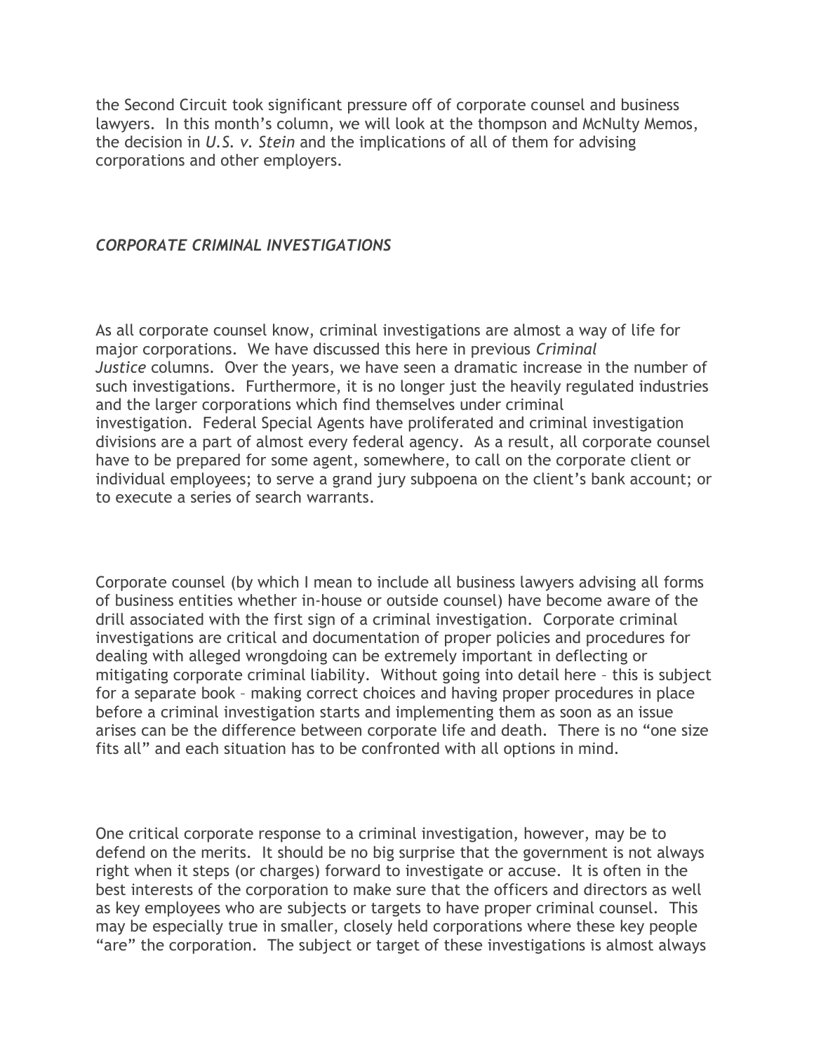the Second Circuit took significant pressure off of corporate counsel and business lawyers. In this month's column, we will look at the thompson and McNulty Memos, the decision in *U.S. v. Stein* and the implications of all of them for advising corporations and other employers.

### *CORPORATE CRIMINAL INVESTIGATIONS*

As all corporate counsel know, criminal investigations are almost a way of life for major corporations. We have discussed this here in previous *Criminal Justice* columns. Over the years, we have seen a dramatic increase in the number of such investigations. Furthermore, it is no longer just the heavily regulated industries and the larger corporations which find themselves under criminal investigation. Federal Special Agents have proliferated and criminal investigation divisions are a part of almost every federal agency. As a result, all corporate counsel have to be prepared for some agent, somewhere, to call on the corporate client or individual employees; to serve a grand jury subpoena on the client's bank account; or to execute a series of search warrants.

Corporate counsel (by which I mean to include all business lawyers advising all forms of business entities whether in-house or outside counsel) have become aware of the drill associated with the first sign of a criminal investigation. Corporate criminal investigations are critical and documentation of proper policies and procedures for dealing with alleged wrongdoing can be extremely important in deflecting or mitigating corporate criminal liability. Without going into detail here – this is subject for a separate book – making correct choices and having proper procedures in place before a criminal investigation starts and implementing them as soon as an issue arises can be the difference between corporate life and death. There is no "one size fits all" and each situation has to be confronted with all options in mind.

One critical corporate response to a criminal investigation, however, may be to defend on the merits. It should be no big surprise that the government is not always right when it steps (or charges) forward to investigate or accuse. It is often in the best interests of the corporation to make sure that the officers and directors as well as key employees who are subjects or targets to have proper criminal counsel. This may be especially true in smaller, closely held corporations where these key people "are" the corporation. The subject or target of these investigations is almost always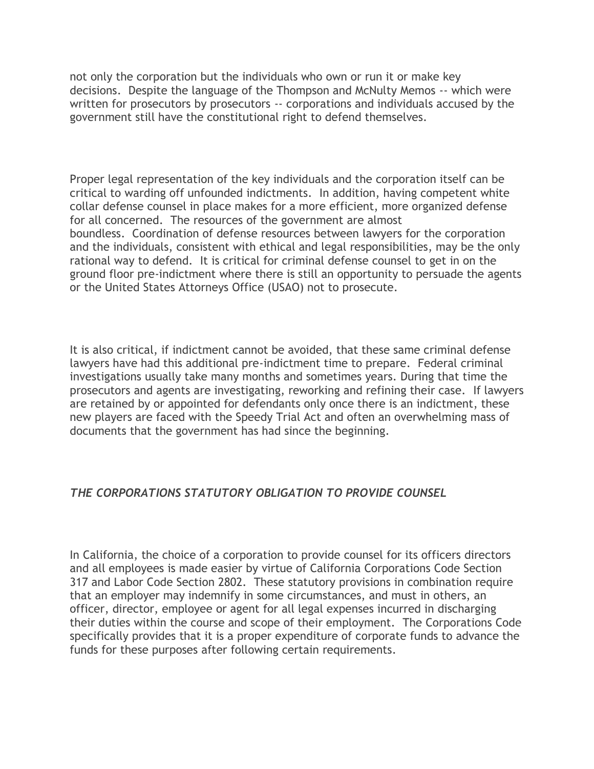not only the corporation but the individuals who own or run it or make key decisions. Despite the language of the Thompson and McNulty Memos -- which were written for prosecutors by prosecutors -- corporations and individuals accused by the government still have the constitutional right to defend themselves.

Proper legal representation of the key individuals and the corporation itself can be critical to warding off unfounded indictments. In addition, having competent white collar defense counsel in place makes for a more efficient, more organized defense for all concerned. The resources of the government are almost boundless. Coordination of defense resources between lawyers for the corporation and the individuals, consistent with ethical and legal responsibilities, may be the only rational way to defend. It is critical for criminal defense counsel to get in on the ground floor pre-indictment where there is still an opportunity to persuade the agents or the United States Attorneys Office (USAO) not to prosecute.

It is also critical, if indictment cannot be avoided, that these same criminal defense lawyers have had this additional pre-indictment time to prepare. Federal criminal investigations usually take many months and sometimes years. During that time the prosecutors and agents are investigating, reworking and refining their case. If lawyers are retained by or appointed for defendants only once there is an indictment, these new players are faced with the Speedy Trial Act and often an overwhelming mass of documents that the government has had since the beginning.

### *THE CORPORATIONS STATUTORY OBLIGATION TO PROVIDE COUNSEL*

In California, the choice of a corporation to provide counsel for its officers directors and all employees is made easier by virtue of California Corporations Code Section 317 and Labor Code Section 2802. These statutory provisions in combination require that an employer may indemnify in some circumstances, and must in others, an officer, director, employee or agent for all legal expenses incurred in discharging their duties within the course and scope of their employment. The Corporations Code specifically provides that it is a proper expenditure of corporate funds to advance the funds for these purposes after following certain requirements.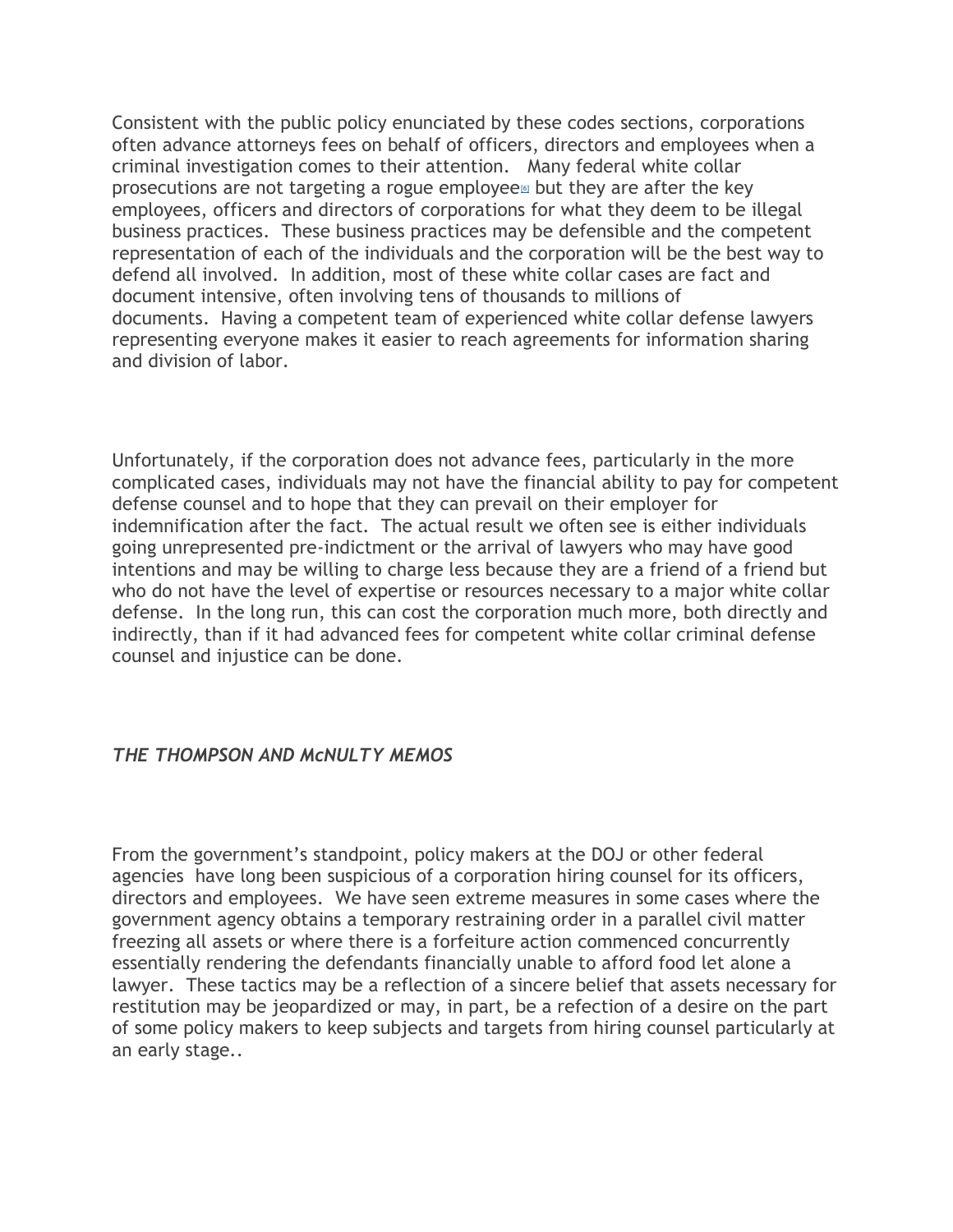Consistent with the public policy enunciated by these codes sections, corporations often advance attorneys fees on behalf of officers, directors and employees when a criminal investigation comes to their attention.  Many federal white collar prosecutions are not targeting a rogue employee[6] but they are after the key employees, officers and directors of corporations for what they deem to be illegal business practices.  These business practices may be defensible and the competent representation of each of the individuals and the corporation will be the best way to defend all involved.  In addition, most of these white collar cases are fact and document intensive, often involving tens of thousands to millions of documents.  Having a competent team of experienced white collar defense lawyers representing everyone makes it easier to reach agreements for information sharing and division of labor.

Unfortunately, if the corporation does not advance fees, particularly in the more complicated cases, individuals may not have the financial ability to pay for competent defense counsel and to hope that they can prevail on their employer for indemnification after the fact.  The actual result we often see is either individuals going unrepresented pre-indictment or the arrival of lawyers who may have good intentions and may be willing to charge less because they are a friend of a friend but who do not have the level of expertise or resources necessary to a major white collar defense.  In the long run, this can cost the corporation much more, both directly and indirectly, than if it had advanced fees for competent white collar criminal defense counsel and injustice can be done.

### *THE THOMPSON AND McNULTY MEMOS*

From the government's standpoint, policy makers at the DOJ or other federal agencies  have long been suspicious of a corporation hiring counsel for its officers, directors and employees.  We have seen extreme measures in some cases where the government agency obtains a temporary restraining order in a parallel civil matter freezing all assets or where there is a forfeiture action commenced concurrently essentially rendering the defendants financially unable to afford food let alone a lawyer.  These tactics may be a reflection of a sincere belief that assets necessary for restitution may be jeopardized or may, in part, be a refection of a desire on the part of some policy makers to keep subjects and targets from hiring counsel particularly at an early stage..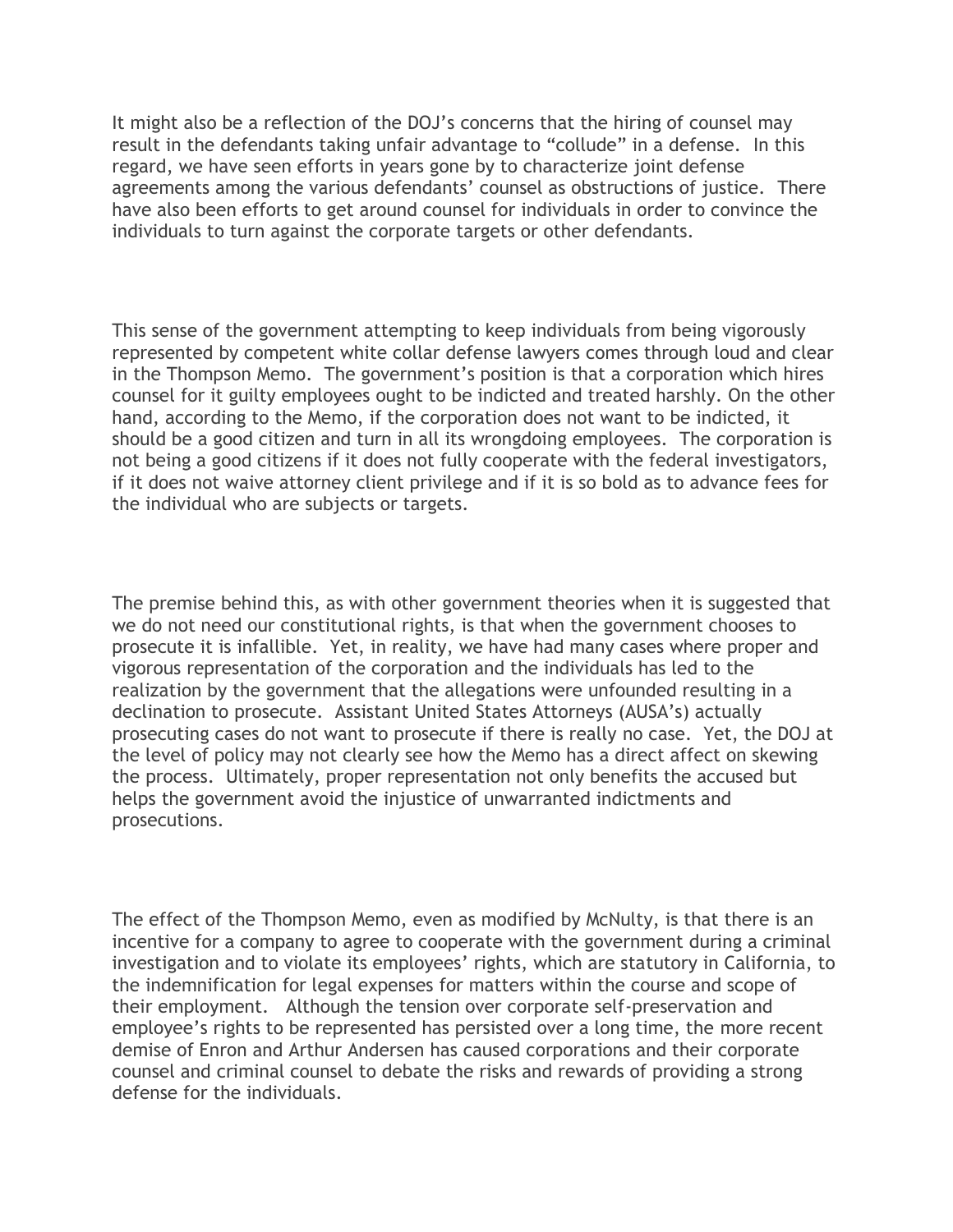It might also be a reflection of the DOJ's concerns that the hiring of counsel may result in the defendants taking unfair advantage to "collude" in a defense. In this regard, we have seen efforts in years gone by to characterize joint defense agreements among the various defendants' counsel as obstructions of justice. There have also been efforts to get around counsel for individuals in order to convince the individuals to turn against the corporate targets or other defendants.

This sense of the government attempting to keep individuals from being vigorously represented by competent white collar defense lawyers comes through loud and clear in the Thompson Memo. The government's position is that a corporation which hires counsel for it guilty employees ought to be indicted and treated harshly. On the other hand, according to the Memo, if the corporation does not want to be indicted, it should be a good citizen and turn in all its wrongdoing employees. The corporation is not being a good citizens if it does not fully cooperate with the federal investigators, if it does not waive attorney client privilege and if it is so bold as to advance fees for the individual who are subjects or targets.

The premise behind this, as with other government theories when it is suggested that we do not need our constitutional rights, is that when the government chooses to prosecute it is infallible. Yet, in reality, we have had many cases where proper and vigorous representation of the corporation and the individuals has led to the realization by the government that the allegations were unfounded resulting in a declination to prosecute. Assistant United States Attorneys (AUSA's) actually prosecuting cases do not want to prosecute if there is really no case. Yet, the DOJ at the level of policy may not clearly see how the Memo has a direct affect on skewing the process. Ultimately, proper representation not only benefits the accused but helps the government avoid the injustice of unwarranted indictments and prosecutions.

The effect of the Thompson Memo, even as modified by McNulty, is that there is an incentive for a company to agree to cooperate with the government during a criminal investigation and to violate its employees' rights, which are statutory in California, to the indemnification for legal expenses for matters within the course and scope of their employment. Although the tension over corporate self-preservation and employee's rights to be represented has persisted over a long time, the more recent demise of Enron and Arthur Andersen has caused corporations and their corporate counsel and criminal counsel to debate the risks and rewards of providing a strong defense for the individuals.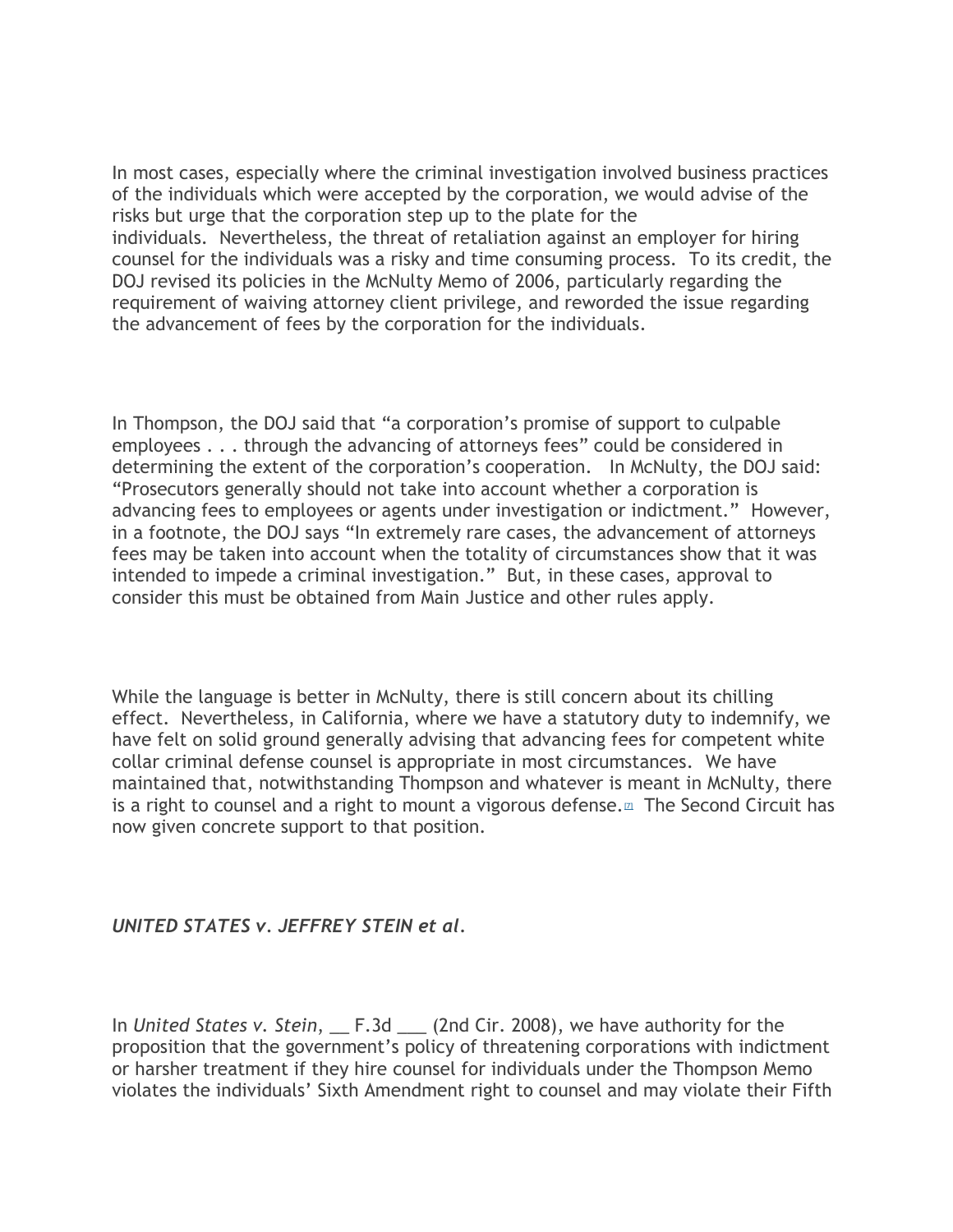In most cases, especially where the criminal investigation involved business practices of the individuals which were accepted by the corporation, we would advise of the risks but urge that the corporation step up to the plate for the individuals.  Nevertheless, the threat of retaliation against an employer for hiring counsel for the individuals was a risky and time consuming process.  To its credit, the DOJ revised its policies in the McNulty Memo of 2006, particularly regarding the requirement of waiving attorney client privilege, and reworded the issue regarding the advancement of fees by the corporation for the individuals.

In Thompson, the DOJ said that "a corporation's promise of support to culpable employees . . . through the advancing of attorneys fees" could be considered in determining the extent of the corporation's cooperation.   In McNulty, the DOJ said: "Prosecutors generally should not take into account whether a corporation is advancing fees to employees or agents under investigation or indictment."  However, in a footnote, the DOJ says "In extremely rare cases, the advancement of attorneys fees may be taken into account when the totality of circumstances show that it was intended to impede a criminal investigation."  But, in these cases, approval to consider this must be obtained from Main Justice and other rules apply.

While the language is better in McNulty, there is still concern about its chilling effect.  Nevertheless, in California, where we have a statutory duty to indemnify, we have felt on solid ground generally advising that advancing fees for competent white collar criminal defense counsel is appropriate in most circumstances.  We have maintained that, notwithstanding Thompson and whatever is meant in McNulty, there is a right to counsel and a right to mount a vigorous defense.[7]  The Second Circuit has now given concrete support to that position.

***UNITED STATES v. JEFFREY STEIN et al.***

In *United States v. Stein*, __ F.3d ___ (2nd Cir. 2008), we have authority for the proposition that the government's policy of threatening corporations with indictment or harsher treatment if they hire counsel for individuals under the Thompson Memo violates the individuals' Sixth Amendment right to counsel and may violate their Fifth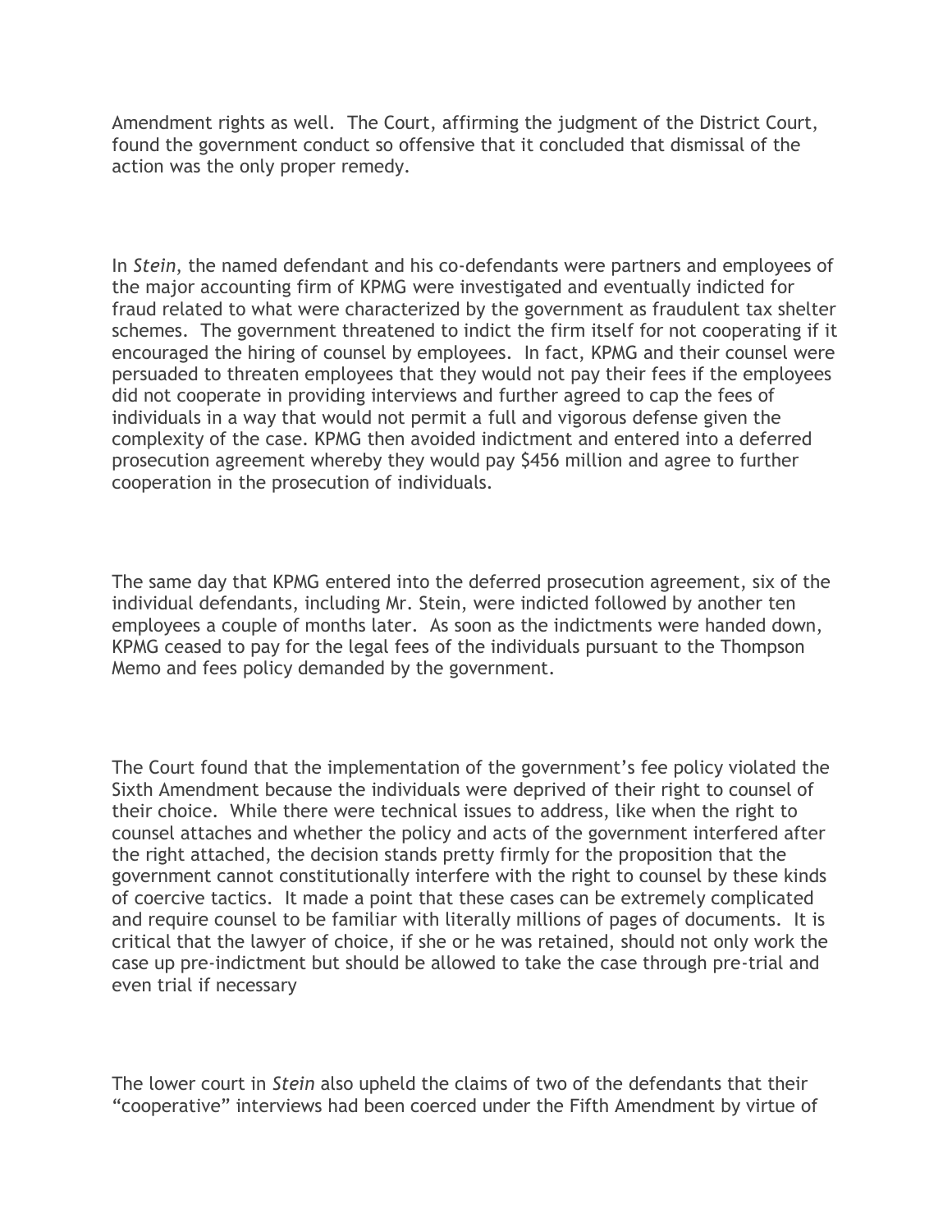Amendment rights as well. The Court, affirming the judgment of the District Court, found the government conduct so offensive that it concluded that dismissal of the action was the only proper remedy.

In *Stein*, the named defendant and his co-defendants were partners and employees of the major accounting firm of KPMG were investigated and eventually indicted for fraud related to what were characterized by the government as fraudulent tax shelter schemes. The government threatened to indict the firm itself for not cooperating if it encouraged the hiring of counsel by employees. In fact, KPMG and their counsel were persuaded to threaten employees that they would not pay their fees if the employees did not cooperate in providing interviews and further agreed to cap the fees of individuals in a way that would not permit a full and vigorous defense given the complexity of the case. KPMG then avoided indictment and entered into a deferred prosecution agreement whereby they would pay $456 million and agree to further cooperation in the prosecution of individuals.

The same day that KPMG entered into the deferred prosecution agreement, six of the individual defendants, including Mr. Stein, were indicted followed by another ten employees a couple of months later. As soon as the indictments were handed down, KPMG ceased to pay for the legal fees of the individuals pursuant to the Thompson Memo and fees policy demanded by the government.

The Court found that the implementation of the government's fee policy violated the Sixth Amendment because the individuals were deprived of their right to counsel of their choice. While there were technical issues to address, like when the right to counsel attaches and whether the policy and acts of the government interfered after the right attached, the decision stands pretty firmly for the proposition that the government cannot constitutionally interfere with the right to counsel by these kinds of coercive tactics. It made a point that these cases can be extremely complicated and require counsel to be familiar with literally millions of pages of documents. It is critical that the lawyer of choice, if she or he was retained, should not only work the case up pre-indictment but should be allowed to take the case through pre-trial and even trial if necessary

The lower court in *Stein* also upheld the claims of two of the defendants that their "cooperative" interviews had been coerced under the Fifth Amendment by virtue of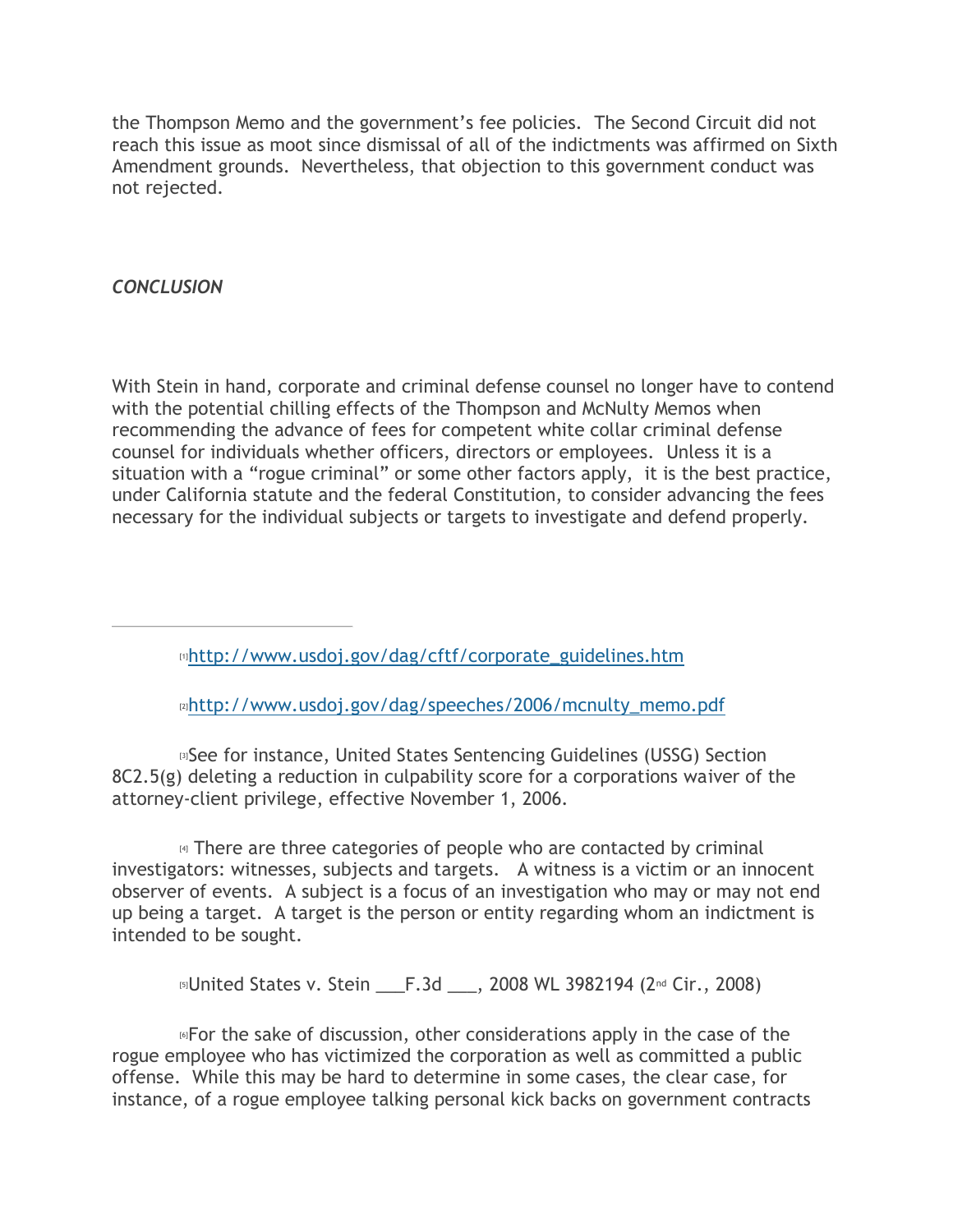the Thompson Memo and the government's fee policies. The Second Circuit did not reach this issue as moot since dismissal of all of the indictments was affirmed on Sixth Amendment grounds. Nevertheless, that objection to this government conduct was not rejected.

## *CONCLUSION*

With Stein in hand, corporate and criminal defense counsel no longer have to contend with the potential chilling effects of the Thompson and McNulty Memos when recommending the advance of fees for competent white collar criminal defense counsel for individuals whether officers, directors or employees. Unless it is a situation with a "rogue criminal" or some other factors apply, it is the best practice, under California statute and the federal Constitution, to consider advancing the fees necessary for the individual subjects or targets to investigate and defend properly.

---

[1] http://www.usdoj.gov/dag/cftf/corporate_guidelines.htm

[2] http://www.usdoj.gov/dag/speeches/2006/mcnulty_memo.pdf

[3] See for instance, United States Sentencing Guidelines (USSG) Section 8C2.5(g) deleting a reduction in culpability score for a corporations waiver of the attorney-client privilege, effective November 1, 2006.

[4] There are three categories of people who are contacted by criminal investigators: witnesses, subjects and targets. A witness is a victim or an innocent observer of events. A subject is a focus of an investigation who may or may not end up being a target. A target is the person or entity regarding whom an indictment is intended to be sought.

[5] United States v. Stein ___F.3d ___, 2008 WL 3982194 (2nd Cir., 2008)

[6] For the sake of discussion, other considerations apply in the case of the rogue employee who has victimized the corporation as well as committed a public offense. While this may be hard to determine in some cases, the clear case, for instance, of a rogue employee talking personal kick backs on government contracts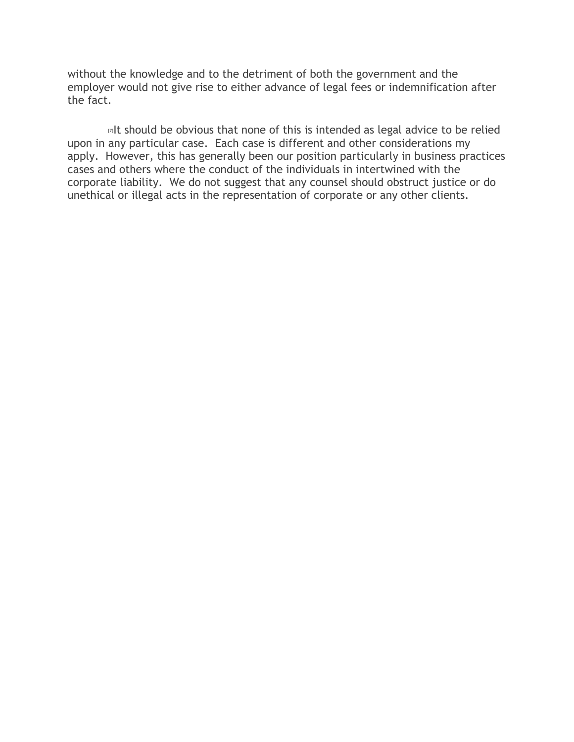without the knowledge and to the detriment of both the government and the employer would not give rise to either advance of legal fees or indemnification after the fact.

[7]It should be obvious that none of this is intended as legal advice to be relied upon in any particular case. Each case is different and other considerations my apply. However, this has generally been our position particularly in business practices cases and others where the conduct of the individuals in intertwined with the corporate liability. We do not suggest that any counsel should obstruct justice or do unethical or illegal acts in the representation of corporate or any other clients.